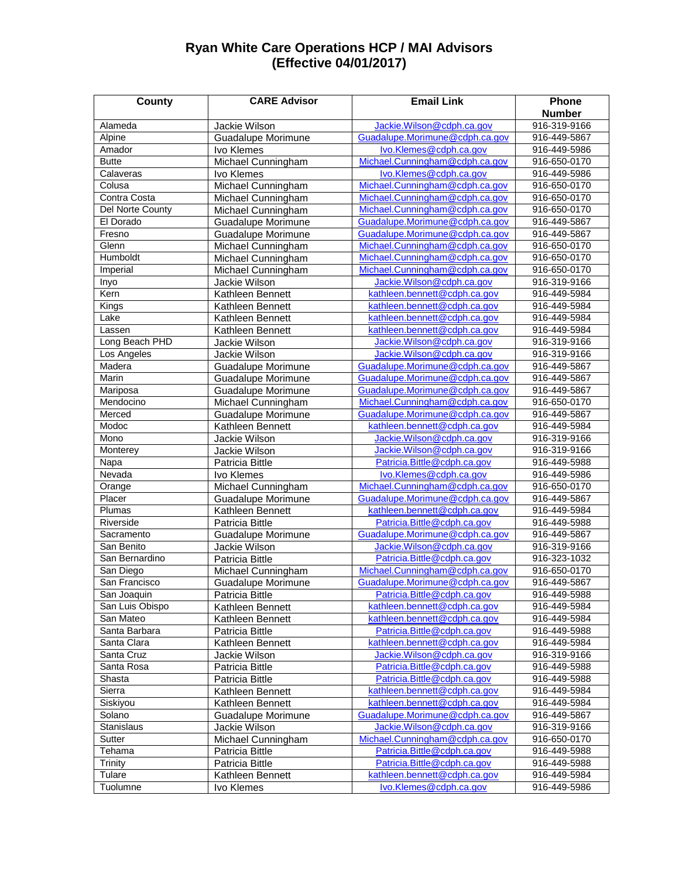# Ryan White Care Operations HCP / MAI Advisors
## (Effective 04/01/2017)

| County | CARE Advisor | Email Link | Phone Number |
|---|---|---|---|
| Alameda | Jackie Wilson | Jackie.Wilson@cdph.ca.gov | 916-319-9166 |
| Alpine | Guadalupe Morimune | Guadalupe.Morimune@cdph.ca.gov | 916-449-5867 |
| Amador | Ivo Klemes | Ivo.Klemes@cdph.ca.gov | 916-449-5986 |
| Butte | Michael Cunningham | Michael.Cunningham@cdph.ca.gov | 916-650-0170 |
| Calaveras | Ivo Klemes | Ivo.Klemes@cdph.ca.gov | 916-449-5986 |
| Colusa | Michael Cunningham | Michael.Cunningham@cdph.ca.gov | 916-650-0170 |
| Contra Costa | Michael Cunningham | Michael.Cunningham@cdph.ca.gov | 916-650-0170 |
| Del Norte County | Michael Cunningham | Michael.Cunningham@cdph.ca.gov | 916-650-0170 |
| El Dorado | Guadalupe Morimune | Guadalupe.Morimune@cdph.ca.gov | 916-449-5867 |
| Fresno | Guadalupe Morimune | Guadalupe.Morimune@cdph.ca.gov | 916-449-5867 |
| Glenn | Michael Cunningham | Michael.Cunningham@cdph.ca.gov | 916-650-0170 |
| Humboldt | Michael Cunningham | Michael.Cunningham@cdph.ca.gov | 916-650-0170 |
| Imperial | Michael Cunningham | Michael.Cunningham@cdph.ca.gov | 916-650-0170 |
| Inyo | Jackie Wilson | Jackie.Wilson@cdph.ca.gov | 916-319-9166 |
| Kern | Kathleen Bennett | kathleen.bennett@cdph.ca.gov | 916-449-5984 |
| Kings | Kathleen Bennett | kathleen.bennett@cdph.ca.gov | 916-449-5984 |
| Lake | Kathleen Bennett | kathleen.bennett@cdph.ca.gov | 916-449-5984 |
| Lassen | Kathleen Bennett | kathleen.bennett@cdph.ca.gov | 916-449-5984 |
| Long Beach PHD | Jackie Wilson | Jackie.Wilson@cdph.ca.gov | 916-319-9166 |
| Los Angeles | Jackie Wilson | Jackie.Wilson@cdph.ca.gov | 916-319-9166 |
| Madera | Guadalupe Morimune | Guadalupe.Morimune@cdph.ca.gov | 916-449-5867 |
| Marin | Guadalupe Morimune | Guadalupe.Morimune@cdph.ca.gov | 916-449-5867 |
| Mariposa | Guadalupe Morimune | Guadalupe.Morimune@cdph.ca.gov | 916-449-5867 |
| Mendocino | Michael Cunningham | Michael.Cunningham@cdph.ca.gov | 916-650-0170 |
| Merced | Guadalupe Morimune | Guadalupe.Morimune@cdph.ca.gov | 916-449-5867 |
| Modoc | Kathleen Bennett | kathleen.bennett@cdph.ca.gov | 916-449-5984 |
| Mono | Jackie Wilson | Jackie.Wilson@cdph.ca.gov | 916-319-9166 |
| Monterey | Jackie Wilson | Jackie.Wilson@cdph.ca.gov | 916-319-9166 |
| Napa | Patricia Bittle | Patricia.Bittle@cdph.ca.gov | 916-449-5988 |
| Nevada | Ivo Klemes | Ivo.Klemes@cdph.ca.gov | 916-449-5986 |
| Orange | Michael Cunningham | Michael.Cunningham@cdph.ca.gov | 916-650-0170 |
| Placer | Guadalupe Morimune | Guadalupe.Morimune@cdph.ca.gov | 916-449-5867 |
| Plumas | Kathleen Bennett | kathleen.bennett@cdph.ca.gov | 916-449-5984 |
| Riverside | Patricia Bittle | Patricia.Bittle@cdph.ca.gov | 916-449-5988 |
| Sacramento | Guadalupe Morimune | Guadalupe.Morimune@cdph.ca.gov | 916-449-5867 |
| San Benito | Jackie Wilson | Jackie.Wilson@cdph.ca.gov | 916-319-9166 |
| San Bernardino | Patricia Bittle | Patricia.Bittle@cdph.ca.gov | 916-323-1032 |
| San Diego | Michael Cunningham | Michael.Cunningham@cdph.ca.gov | 916-650-0170 |
| San Francisco | Guadalupe Morimune | Guadalupe.Morimune@cdph.ca.gov | 916-449-5867 |
| San Joaquin | Patricia Bittle | Patricia.Bittle@cdph.ca.gov | 916-449-5988 |
| San Luis Obispo | Kathleen Bennett | kathleen.bennett@cdph.ca.gov | 916-449-5984 |
| San Mateo | Kathleen Bennett | kathleen.bennett@cdph.ca.gov | 916-449-5984 |
| Santa Barbara | Patricia Bittle | Patricia.Bittle@cdph.ca.gov | 916-449-5988 |
| Santa Clara | Kathleen Bennett | kathleen.bennett@cdph.ca.gov | 916-449-5984 |
| Santa Cruz | Jackie Wilson | Jackie.Wilson@cdph.ca.gov | 916-319-9166 |
| Santa Rosa | Patricia Bittle | Patricia.Bittle@cdph.ca.gov | 916-449-5988 |
| Shasta | Patricia Bittle | Patricia.Bittle@cdph.ca.gov | 916-449-5988 |
| Sierra | Kathleen Bennett | kathleen.bennett@cdph.ca.gov | 916-449-5984 |
| Siskiyou | Kathleen Bennett | kathleen.bennett@cdph.ca.gov | 916-449-5984 |
| Solano | Guadalupe Morimune | Guadalupe.Morimune@cdph.ca.gov | 916-449-5867 |
| Stanislaus | Jackie Wilson | Jackie.Wilson@cdph.ca.gov | 916-319-9166 |
| Sutter | Michael Cunningham | Michael.Cunningham@cdph.ca.gov | 916-650-0170 |
| Tehama | Patricia Bittle | Patricia.Bittle@cdph.ca.gov | 916-449-5988 |
| Trinity | Patricia Bittle | Patricia.Bittle@cdph.ca.gov | 916-449-5988 |
| Tulare | Kathleen Bennett | kathleen.bennett@cdph.ca.gov | 916-449-5984 |
| Tuolumne | Ivo Klemes | Ivo.Klemes@cdph.ca.gov | 916-449-5986 |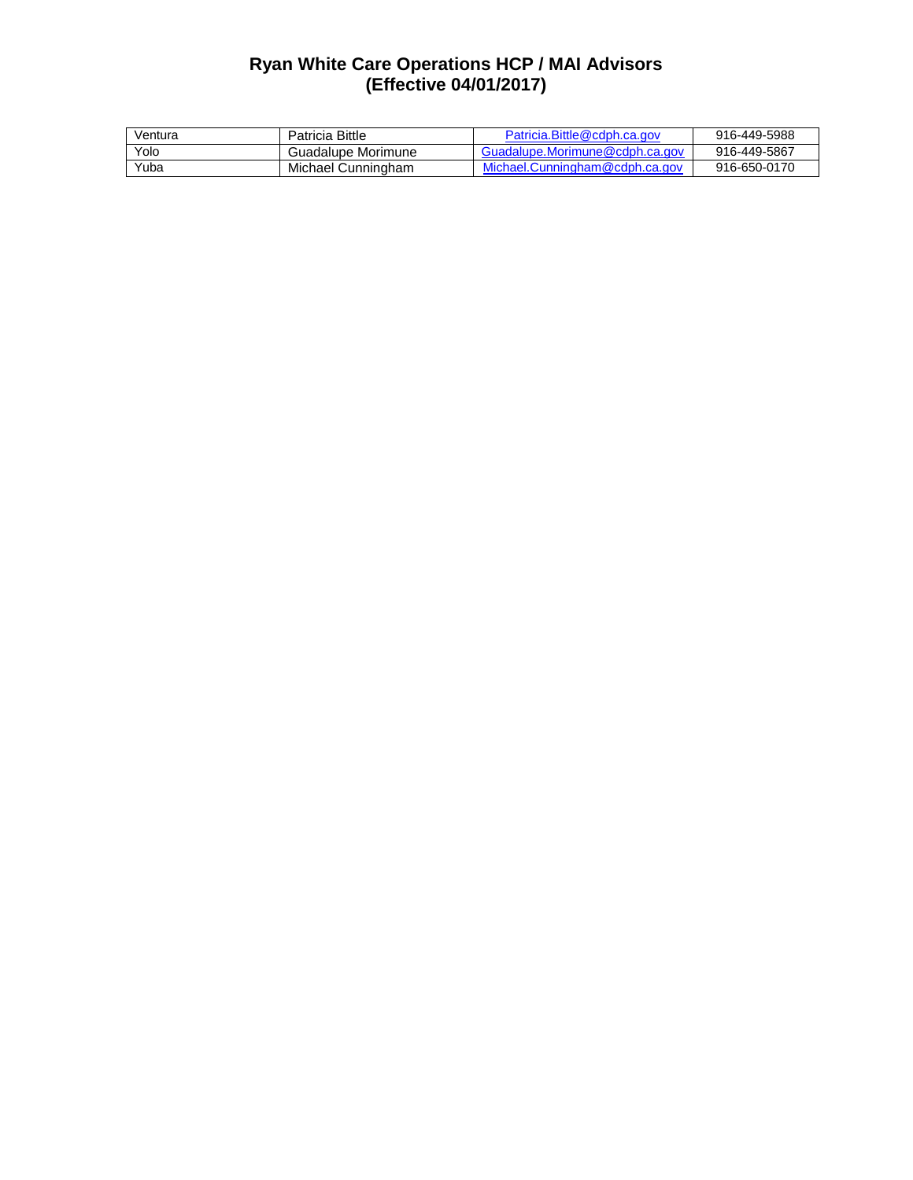# Ryan White Care Operations HCP / MAI Advisors
# (Effective 04/01/2017)

| | | | |
|---|---|---|---|
| Ventura | Patricia Bittle | Patricia.Bittle@cdph.ca.gov | 916-449-5988 |
| Yolo | Guadalupe Morimune | Guadalupe.Morimune@cdph.ca.gov | 916-449-5867 |
| Yuba | Michael Cunningham | Michael.Cunningham@cdph.ca.gov | 916-650-0170 |